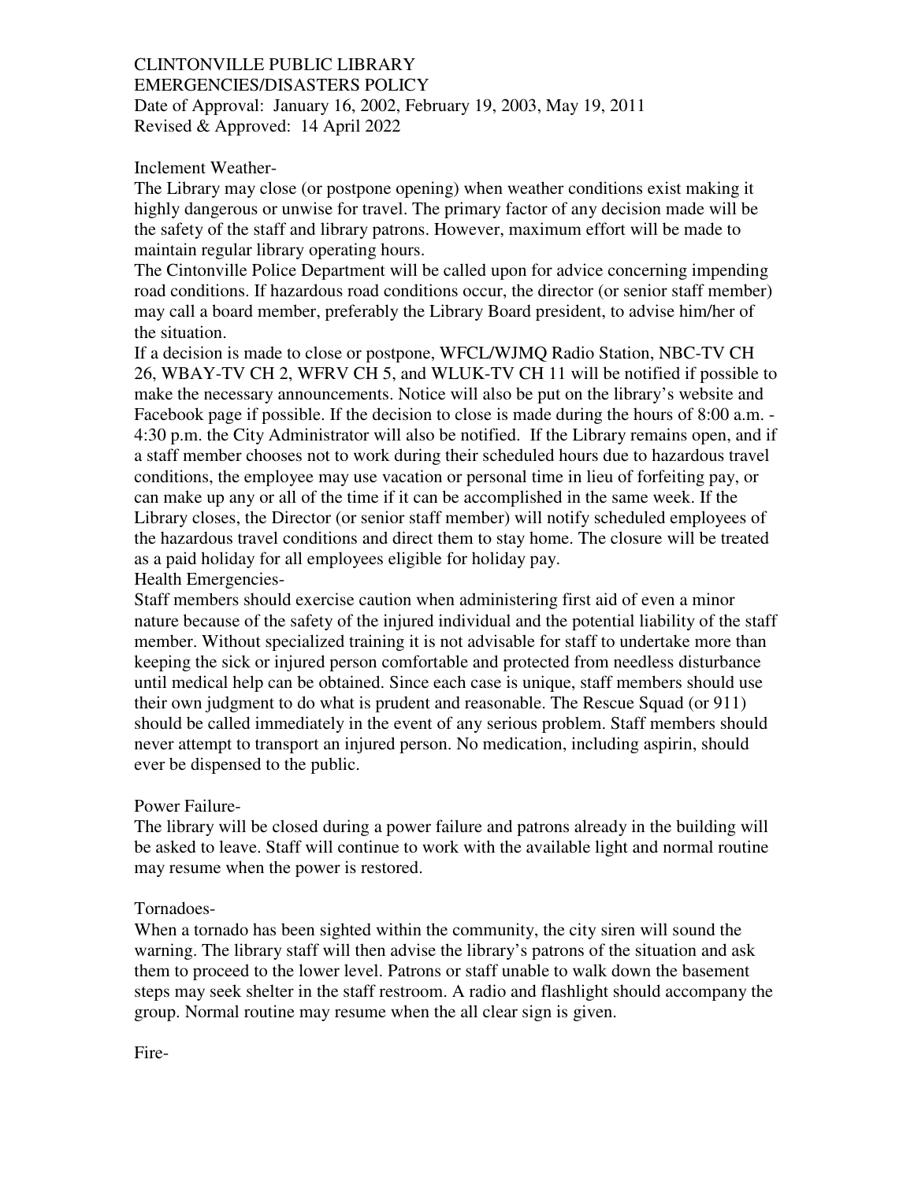CLINTONVILLE PUBLIC LIBRARY
EMERGENCIES/DISASTERS POLICY
Date of Approval: January 16, 2002, February 19, 2003, May 19, 2011
Revised & Approved: 14 April 2022

Inclement Weather-

The Library may close (or postpone opening) when weather conditions exist making it highly dangerous or unwise for travel. The primary factor of any decision made will be the safety of the staff and library patrons. However, maximum effort will be made to maintain regular library operating hours.

The Cintonville Police Department will be called upon for advice concerning impending road conditions. If hazardous road conditions occur, the director (or senior staff member) may call a board member, preferably the Library Board president, to advise him/her of the situation.

If a decision is made to close or postpone, WFCL/WJMQ Radio Station, NBC-TV CH 26, WBAY-TV CH 2, WFRV CH 5, and WLUK-TV CH 11 will be notified if possible to make the necessary announcements. Notice will also be put on the library's website and Facebook page if possible. If the decision to close is made during the hours of 8:00 a.m. - 4:30 p.m. the City Administrator will also be notified. If the Library remains open, and if a staff member chooses not to work during their scheduled hours due to hazardous travel conditions, the employee may use vacation or personal time in lieu of forfeiting pay, or can make up any or all of the time if it can be accomplished in the same week. If the Library closes, the Director (or senior staff member) will notify scheduled employees of the hazardous travel conditions and direct them to stay home. The closure will be treated as a paid holiday for all employees eligible for holiday pay.

Health Emergencies-

Staff members should exercise caution when administering first aid of even a minor nature because of the safety of the injured individual and the potential liability of the staff member. Without specialized training it is not advisable for staff to undertake more than keeping the sick or injured person comfortable and protected from needless disturbance until medical help can be obtained. Since each case is unique, staff members should use their own judgment to do what is prudent and reasonable. The Rescue Squad (or 911) should be called immediately in the event of any serious problem. Staff members should never attempt to transport an injured person. No medication, including aspirin, should ever be dispensed to the public.

Power Failure-

The library will be closed during a power failure and patrons already in the building will be asked to leave. Staff will continue to work with the available light and normal routine may resume when the power is restored.

Tornadoes-

When a tornado has been sighted within the community, the city siren will sound the warning. The library staff will then advise the library's patrons of the situation and ask them to proceed to the lower level. Patrons or staff unable to walk down the basement steps may seek shelter in the staff restroom. A radio and flashlight should accompany the group. Normal routine may resume when the all clear sign is given.

Fire-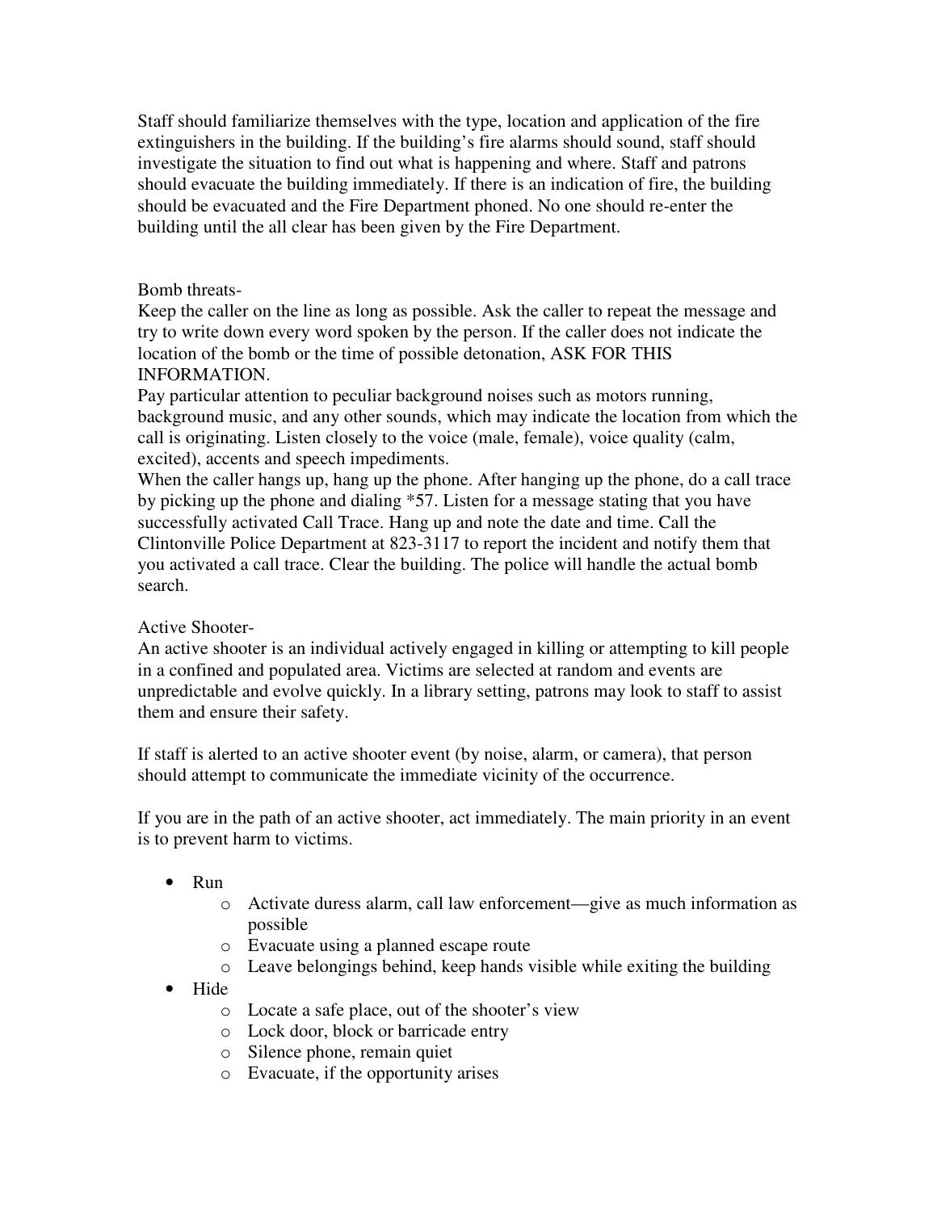Staff should familiarize themselves with the type, location and application of the fire extinguishers in the building. If the building's fire alarms should sound, staff should investigate the situation to find out what is happening and where. Staff and patrons should evacuate the building immediately. If there is an indication of fire, the building should be evacuated and the Fire Department phoned. No one should re-enter the building until the all clear has been given by the Fire Department.

Bomb threats-

Keep the caller on the line as long as possible. Ask the caller to repeat the message and try to write down every word spoken by the person. If the caller does not indicate the location of the bomb or the time of possible detonation, ASK FOR THIS INFORMATION.

Pay particular attention to peculiar background noises such as motors running, background music, and any other sounds, which may indicate the location from which the call is originating. Listen closely to the voice (male, female), voice quality (calm, excited), accents and speech impediments.

When the caller hangs up, hang up the phone. After hanging up the phone, do a call trace by picking up the phone and dialing *57. Listen for a message stating that you have successfully activated Call Trace. Hang up and note the date and time. Call the Clintonville Police Department at 823-3117 to report the incident and notify them that you activated a call trace. Clear the building. The police will handle the actual bomb search.

Active Shooter-

An active shooter is an individual actively engaged in killing or attempting to kill people in a confined and populated area. Victims are selected at random and events are unpredictable and evolve quickly. In a library setting, patrons may look to staff to assist them and ensure their safety.

If staff is alerted to an active shooter event (by noise, alarm, or camera), that person should attempt to communicate the immediate vicinity of the occurrence.

If you are in the path of an active shooter, act immediately. The main priority in an event is to prevent harm to victims.

- Run
  - Activate duress alarm, call law enforcement—give as much information as possible
  - Evacuate using a planned escape route
  - Leave belongings behind, keep hands visible while exiting the building
- Hide
  - Locate a safe place, out of the shooter's view
  - Lock door, block or barricade entry
  - Silence phone, remain quiet
  - Evacuate, if the opportunity arises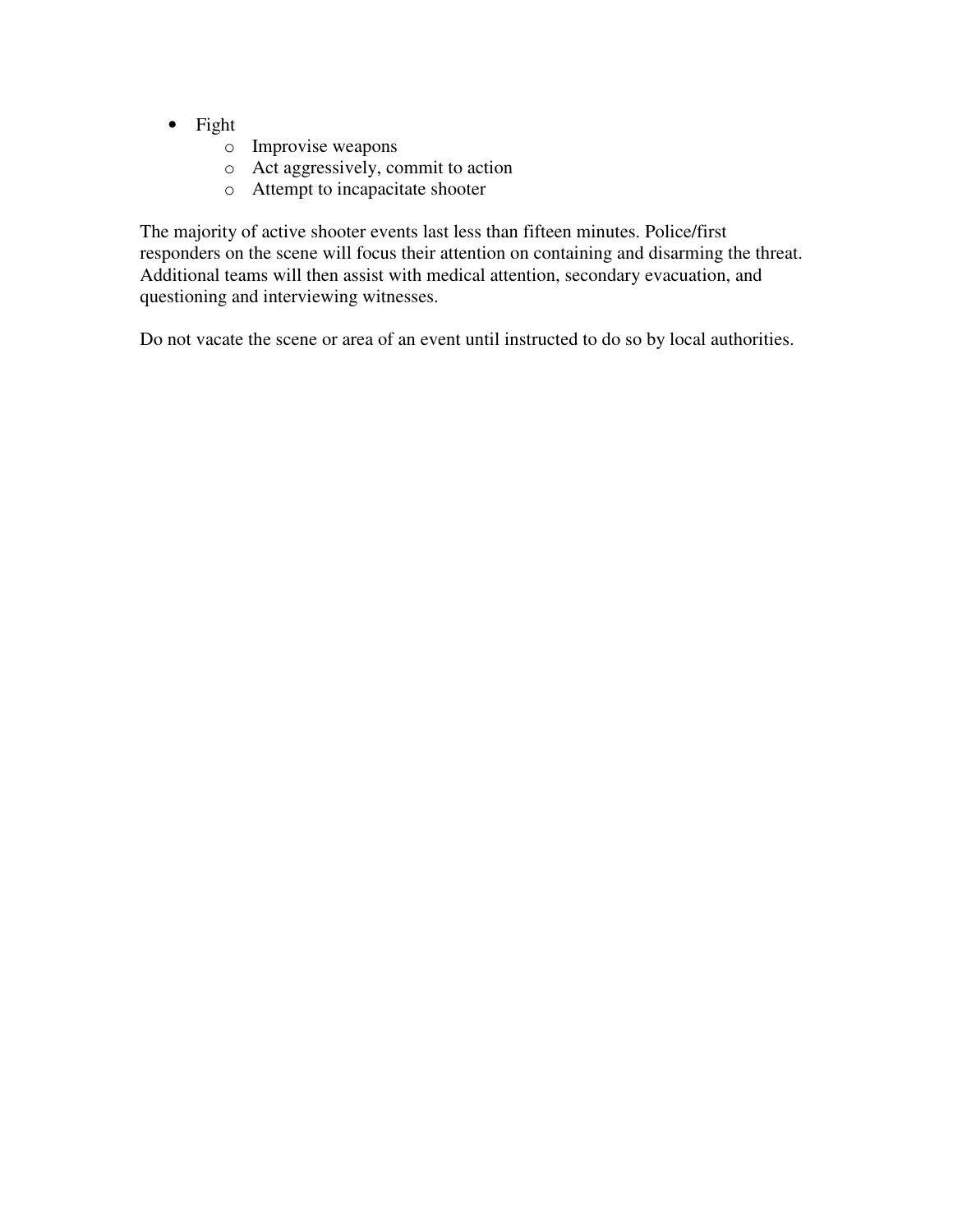- Fight
  - Improvise weapons
  - Act aggressively, commit to action
  - Attempt to incapacitate shooter

The majority of active shooter events last less than fifteen minutes. Police/first responders on the scene will focus their attention on containing and disarming the threat. Additional teams will then assist with medical attention, secondary evacuation, and questioning and interviewing witnesses.

Do not vacate the scene or area of an event until instructed to do so by local authorities.